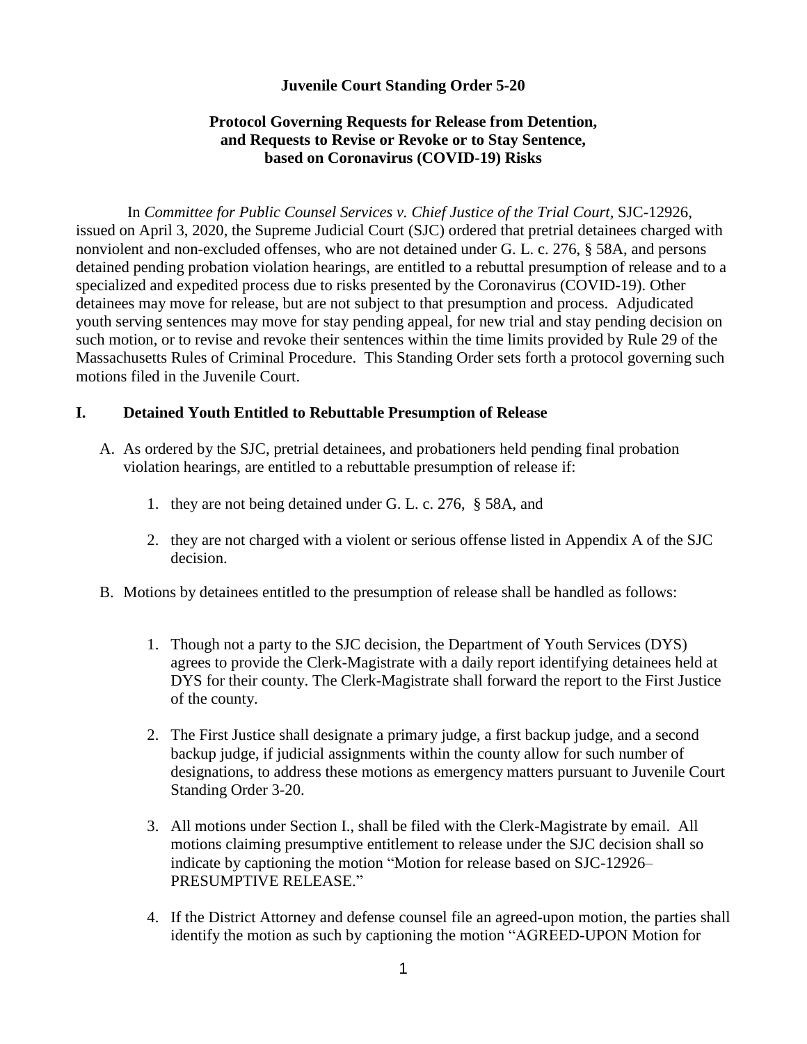**Juvenile Court Standing Order 5-20**

**Protocol Governing Requests for Release from Detention, and Requests to Revise or Revoke or to Stay Sentence, based on Coronavirus (COVID-19) Risks**

In *Committee for Public Counsel Services v. Chief Justice of the Trial Court*, SJC-12926, issued on April 3, 2020, the Supreme Judicial Court (SJC) ordered that pretrial detainees charged with nonviolent and non-excluded offenses, who are not detained under G. L. c. 276, § 58A, and persons detained pending probation violation hearings, are entitled to a rebuttal presumption of release and to a specialized and expedited process due to risks presented by the Coronavirus (COVID-19). Other detainees may move for release, but are not subject to that presumption and process. Adjudicated youth serving sentences may move for stay pending appeal, for new trial and stay pending decision on such motion, or to revise and revoke their sentences within the time limits provided by Rule 29 of the Massachusetts Rules of Criminal Procedure. This Standing Order sets forth a protocol governing such motions filed in the Juvenile Court.

## I. Detained Youth Entitled to Rebuttable Presumption of Release

A. As ordered by the SJC, pretrial detainees, and probationers held pending final probation violation hearings, are entitled to a rebuttable presumption of release if:

1. they are not being detained under G. L. c. 276, § 58A, and
2. they are not charged with a violent or serious offense listed in Appendix A of the SJC decision.

B. Motions by detainees entitled to the presumption of release shall be handled as follows:

1. Though not a party to the SJC decision, the Department of Youth Services (DYS) agrees to provide the Clerk-Magistrate with a daily report identifying detainees held at DYS for their county. The Clerk-Magistrate shall forward the report to the First Justice of the county.
2. The First Justice shall designate a primary judge, a first backup judge, and a second backup judge, if judicial assignments within the county allow for such number of designations, to address these motions as emergency matters pursuant to Juvenile Court Standing Order 3-20.
3. All motions under Section I., shall be filed with the Clerk-Magistrate by email. All motions claiming presumptive entitlement to release under the SJC decision shall so indicate by captioning the motion "Motion for release based on SJC-12926– PRESUMPTIVE RELEASE."
4. If the District Attorney and defense counsel file an agreed-upon motion, the parties shall identify the motion as such by captioning the motion "AGREED-UPON Motion for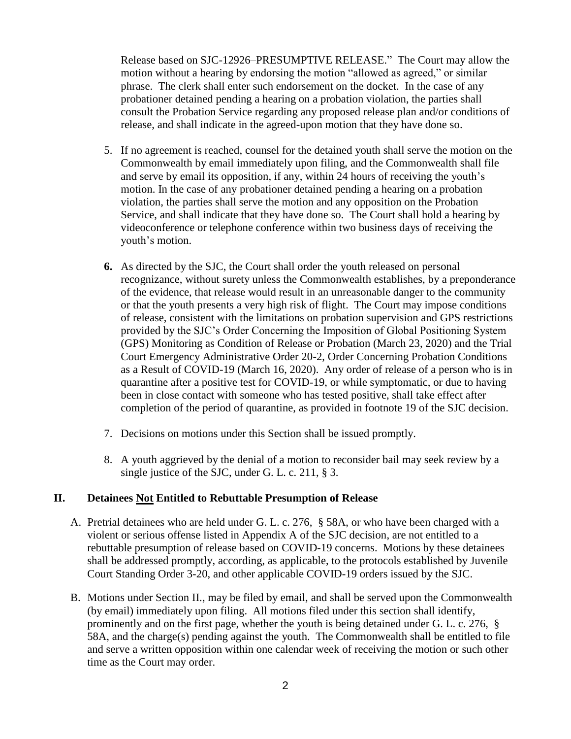Release based on SJC-12926–PRESUMPTIVE RELEASE." The Court may allow the motion without a hearing by endorsing the motion "allowed as agreed," or similar phrase. The clerk shall enter such endorsement on the docket. In the case of any probationer detained pending a hearing on a probation violation, the parties shall consult the Probation Service regarding any proposed release plan and/or conditions of release, and shall indicate in the agreed-upon motion that they have done so.

5. If no agreement is reached, counsel for the detained youth shall serve the motion on the Commonwealth by email immediately upon filing, and the Commonwealth shall file and serve by email its opposition, if any, within 24 hours of receiving the youth's motion. In the case of any probationer detained pending a hearing on a probation violation, the parties shall serve the motion and any opposition on the Probation Service, and shall indicate that they have done so. The Court shall hold a hearing by videoconference or telephone conference within two business days of receiving the youth's motion.

6. As directed by the SJC, the Court shall order the youth released on personal recognizance, without surety unless the Commonwealth establishes, by a preponderance of the evidence, that release would result in an unreasonable danger to the community or that the youth presents a very high risk of flight. The Court may impose conditions of release, consistent with the limitations on probation supervision and GPS restrictions provided by the SJC's Order Concerning the Imposition of Global Positioning System (GPS) Monitoring as Condition of Release or Probation (March 23, 2020) and the Trial Court Emergency Administrative Order 20-2, Order Concerning Probation Conditions as a Result of COVID-19 (March 16, 2020). Any order of release of a person who is in quarantine after a positive test for COVID-19, or while symptomatic, or due to having been in close contact with someone who has tested positive, shall take effect after completion of the period of quarantine, as provided in footnote 19 of the SJC decision.

7. Decisions on motions under this Section shall be issued promptly.

8. A youth aggrieved by the denial of a motion to reconsider bail may seek review by a single justice of the SJC, under G. L. c. 211, § 3.

## II. Detainees Not Entitled to Rebuttable Presumption of Release

A. Pretrial detainees who are held under G. L. c. 276, § 58A, or who have been charged with a violent or serious offense listed in Appendix A of the SJC decision, are not entitled to a rebuttable presumption of release based on COVID-19 concerns. Motions by these detainees shall be addressed promptly, according, as applicable, to the protocols established by Juvenile Court Standing Order 3-20, and other applicable COVID-19 orders issued by the SJC.

B. Motions under Section II., may be filed by email, and shall be served upon the Commonwealth (by email) immediately upon filing. All motions filed under this section shall identify, prominently and on the first page, whether the youth is being detained under G. L. c. 276, § 58A, and the charge(s) pending against the youth. The Commonwealth shall be entitled to file and serve a written opposition within one calendar week of receiving the motion or such other time as the Court may order.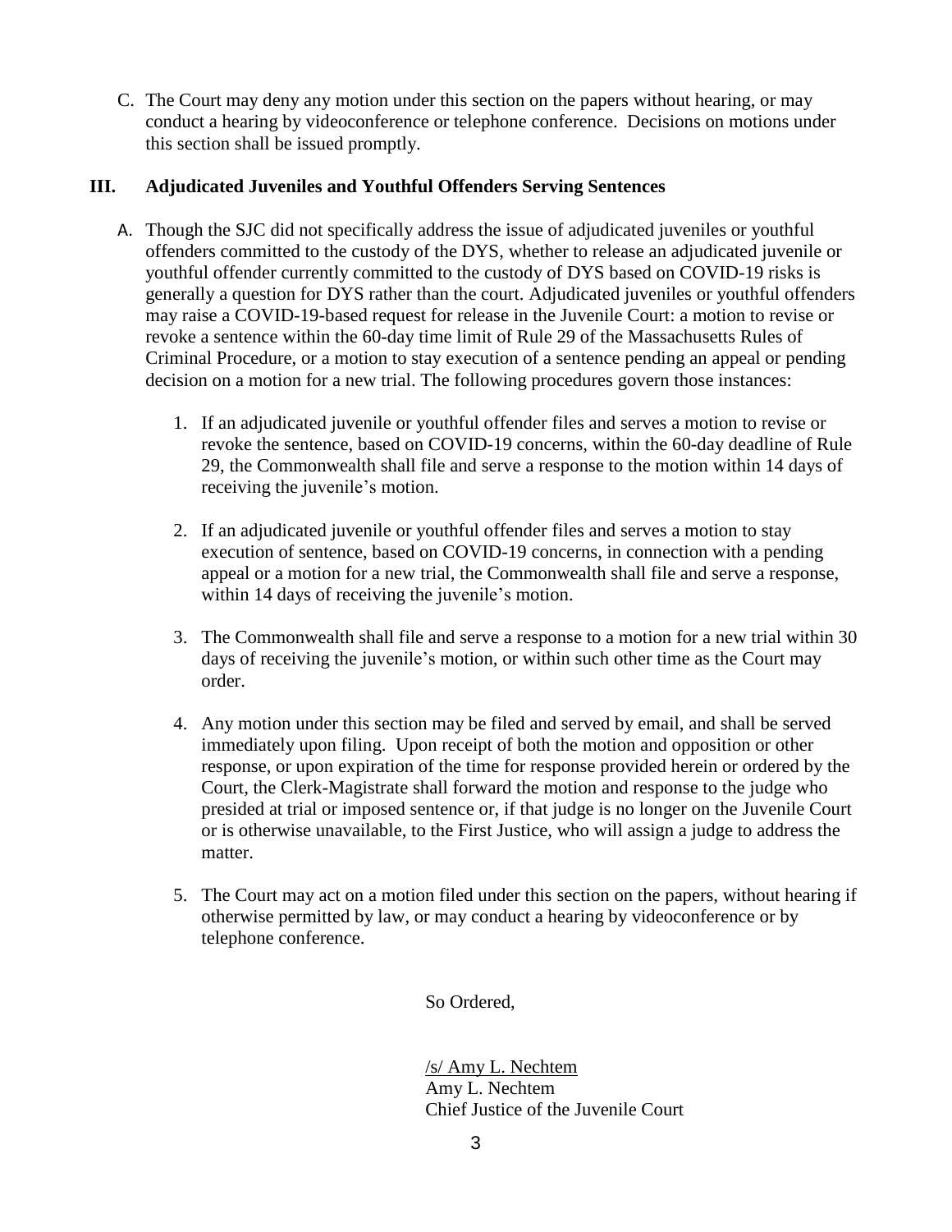C. The Court may deny any motion under this section on the papers without hearing, or may conduct a hearing by videoconference or telephone conference. Decisions on motions under this section shall be issued promptly.

## III. Adjudicated Juveniles and Youthful Offenders Serving Sentences

A. Though the SJC did not specifically address the issue of adjudicated juveniles or youthful offenders committed to the custody of the DYS, whether to release an adjudicated juvenile or youthful offender currently committed to the custody of DYS based on COVID-19 risks is generally a question for DYS rather than the court. Adjudicated juveniles or youthful offenders may raise a COVID-19-based request for release in the Juvenile Court: a motion to revise or revoke a sentence within the 60-day time limit of Rule 29 of the Massachusetts Rules of Criminal Procedure, or a motion to stay execution of a sentence pending an appeal or pending decision on a motion for a new trial. The following procedures govern those instances:

1. If an adjudicated juvenile or youthful offender files and serves a motion to revise or revoke the sentence, based on COVID-19 concerns, within the 60-day deadline of Rule 29, the Commonwealth shall file and serve a response to the motion within 14 days of receiving the juvenile's motion.

2. If an adjudicated juvenile or youthful offender files and serves a motion to stay execution of sentence, based on COVID-19 concerns, in connection with a pending appeal or a motion for a new trial, the Commonwealth shall file and serve a response, within 14 days of receiving the juvenile's motion.

3. The Commonwealth shall file and serve a response to a motion for a new trial within 30 days of receiving the juvenile's motion, or within such other time as the Court may order.

4. Any motion under this section may be filed and served by email, and shall be served immediately upon filing. Upon receipt of both the motion and opposition or other response, or upon expiration of the time for response provided herein or ordered by the Court, the Clerk-Magistrate shall forward the motion and response to the judge who presided at trial or imposed sentence or, if that judge is no longer on the Juvenile Court or is otherwise unavailable, to the First Justice, who will assign a judge to address the matter.

5. The Court may act on a motion filed under this section on the papers, without hearing if otherwise permitted by law, or may conduct a hearing by videoconference or by telephone conference.

So Ordered,

/s/ Amy L. Nechtem
Amy L. Nechtem
Chief Justice of the Juvenile Court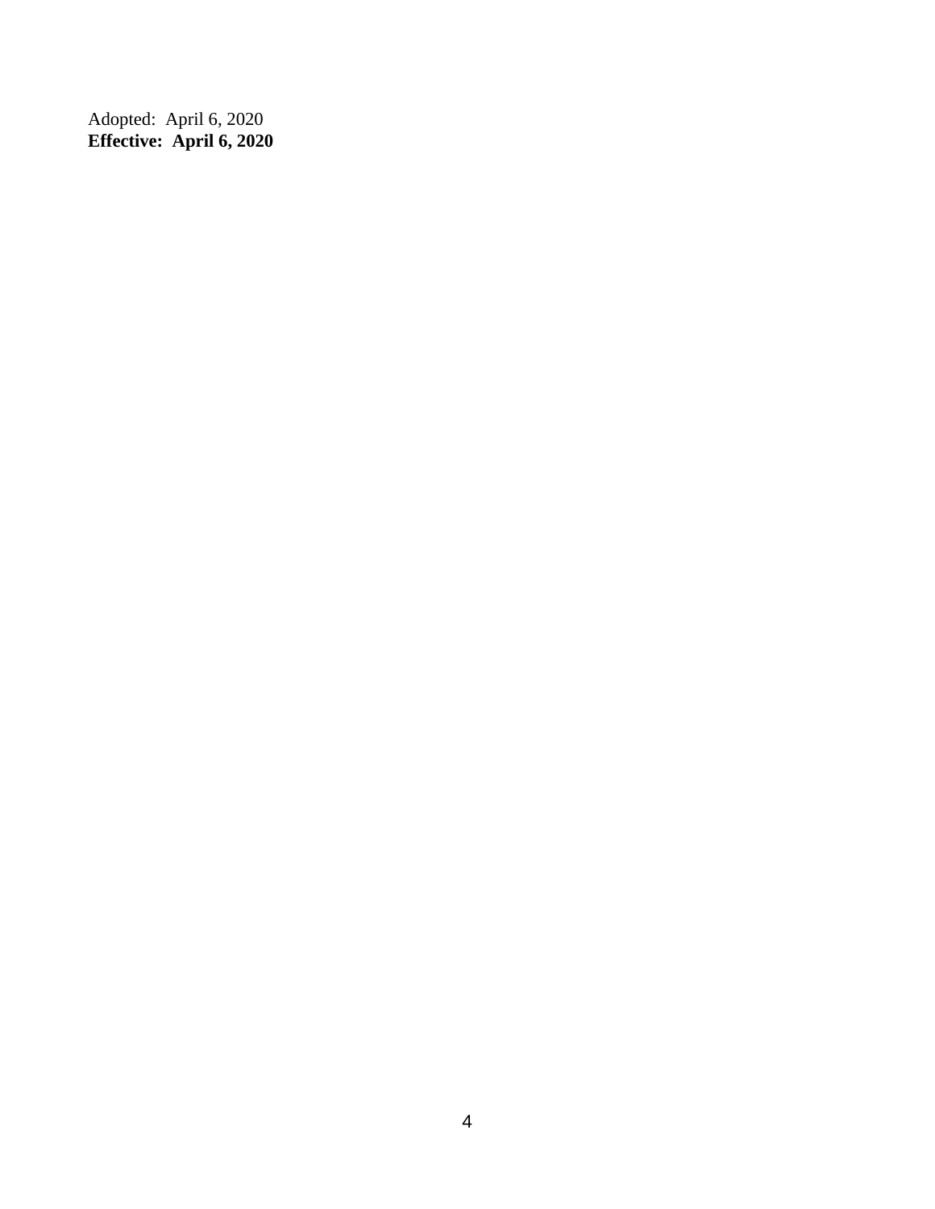Adopted: April 6, 2020
**Effective: April 6, 2020**